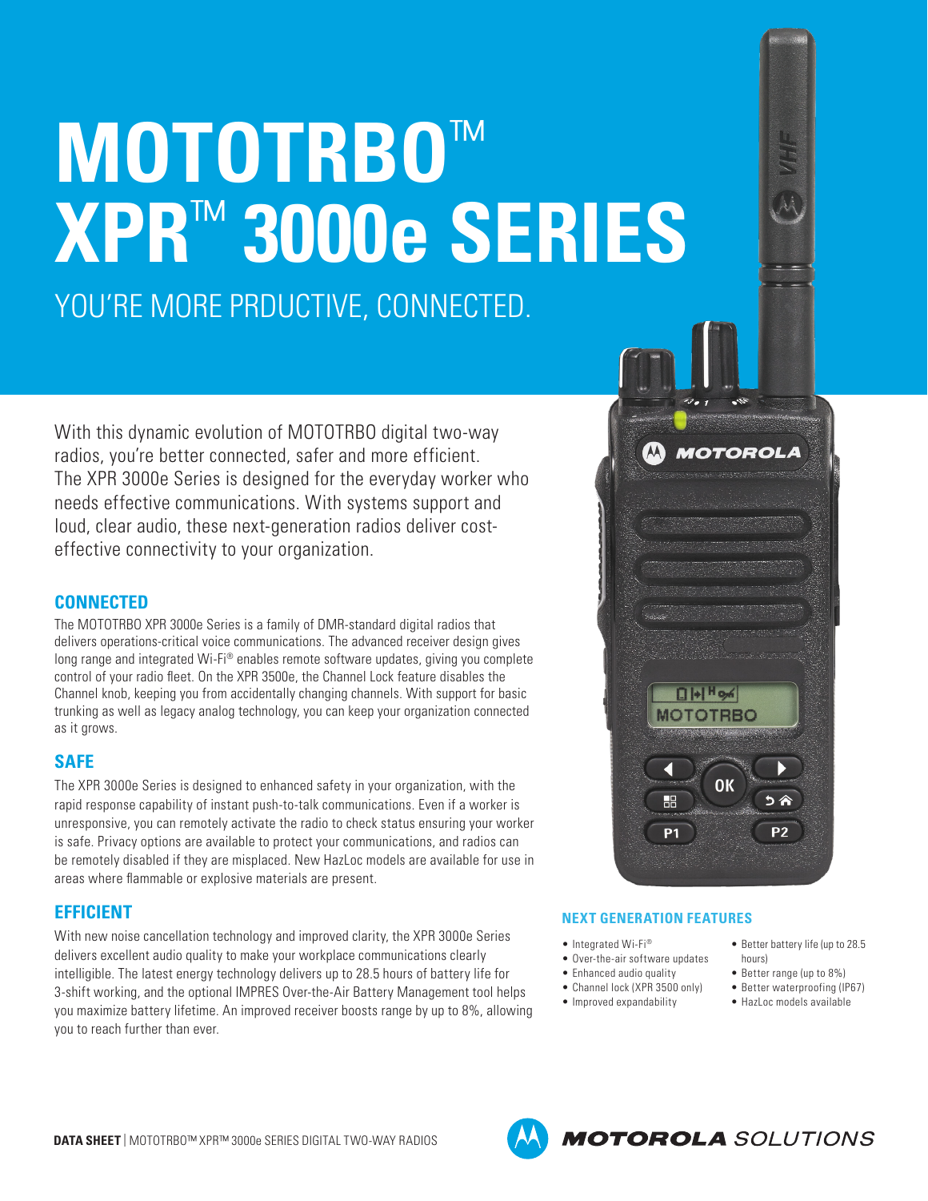# MOTOTRBO™ XPR™ 3000e SERIES

YOU'RE MORE PRDUCTIVE, CONNECTED.

With this dynamic evolution of MOTOTRBO digital two-way radios, you're better connected, safer and more efficient. The XPR 3000e Series is designed for the everyday worker who needs effective communications. With systems support and loud, clear audio, these next-generation radios deliver cost-effective connectivity to your organization.

## CONNECTED

The MOTOTRBO XPR 3000e Series is a family of DMR-standard digital radios that delivers operations-critical voice communications. The advanced receiver design gives long range and integrated Wi-Fi® enables remote software updates, giving you complete control of your radio fleet. On the XPR 3500e, the Channel Lock feature disables the Channel knob, keeping you from accidentally changing channels. With support for basic trunking as well as legacy analog technology, you can keep your organization connected as it grows.

## SAFE

The XPR 3000e Series is designed to enhanced safety in your organization, with the rapid response capability of instant push-to-talk communications. Even if a worker is unresponsive, you can remotely activate the radio to check status ensuring your worker is safe. Privacy options are available to protect your communications, and radios can be remotely disabled if they are misplaced. New HazLoc models are available for use in areas where flammable or explosive materials are present.

## EFFICIENT

With new noise cancellation technology and improved clarity, the XPR 3000e Series delivers excellent audio quality to make your workplace communications clearly intelligible. The latest energy technology delivers up to 28.5 hours of battery life for 3-shift working, and the optional IMPRES Over-the-Air Battery Management tool helps you maximize battery lifetime. An improved receiver boosts range by up to 8%, allowing you to reach further than ever.

## NEXT GENERATION FEATURES

- Integrated Wi-Fi®
- Over-the-air software updates
- Enhanced audio quality
- Channel lock (XPR 3500 only)
- Improved expandability
- Better battery life (up to 28.5 hours)
- Better range (up to 8%)
- Better waterproofing (IP67)
- HazLoc models available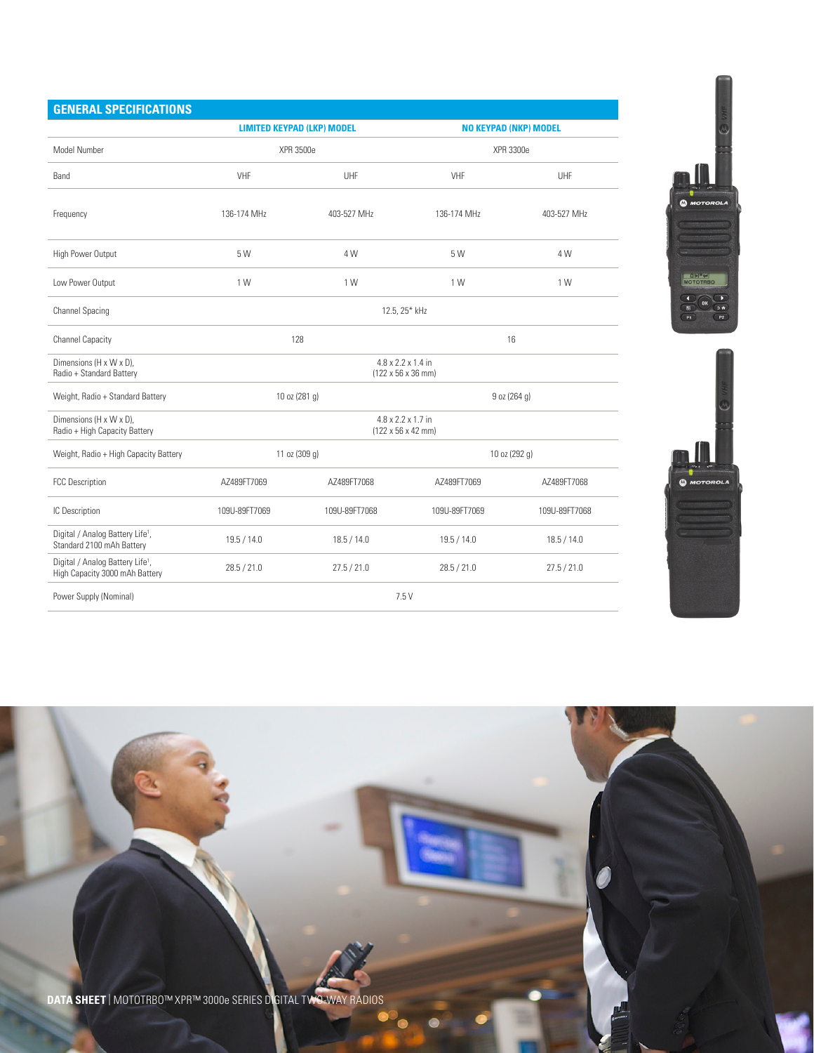## GENERAL SPECIFICATIONS

| | LIMITED KEYPAD (LKP) MODEL | | NO KEYPAD (NKP) MODEL | |
|---|---|---|---|---|
| Model Number | XPR 3500e | | XPR 3300e | |
| Band | VHF | UHF | VHF | UHF |
| Frequency | 136-174 MHz | 403-527 MHz | 136-174 MHz | 403-527 MHz |
| High Power Output | 5 W | 4 W | 5 W | 4 W |
| Low Power Output | 1 W | 1 W | 1 W | 1 W |
| Channel Spacing | 12.5, 25* kHz | | | |
| Channel Capacity | 128 | | 16 | |
| Dimensions (H x W x D), Radio + Standard Battery | 4.8 x 2.2 x 1.4 in (122 x 56 x 36 mm) | | | |
| Weight, Radio + Standard Battery | 10 oz (281 g) | | 9 oz (264 g) | |
| Dimensions (H x W x D), Radio + High Capacity Battery | 4.8 x 2.2 x 1.7 in (122 x 56 x 42 mm) | | | |
| Weight, Radio + High Capacity Battery | 11 oz (309 g) | | 10 oz (292 g) | |
| FCC Description | AZ489FT7069 | AZ489FT7068 | AZ489FT7069 | AZ489FT7068 |
| IC Description | 109U-89FT7069 | 109U-89FT7068 | 109U-89FT7069 | 109U-89FT7068 |
| Digital / Analog Battery Life[1], Standard 2100 mAh Battery | 19.5 / 14.0 | 18.5 / 14.0 | 19.5 / 14.0 | 18.5 / 14.0 |
| Digital / Analog Battery Life[1], High Capacity 3000 mAh Battery | 28.5 / 21.0 | 27.5 / 21.0 | 28.5 / 21.0 | 27.5 / 21.0 |
| Power Supply (Nominal) | 7.5 V | | | |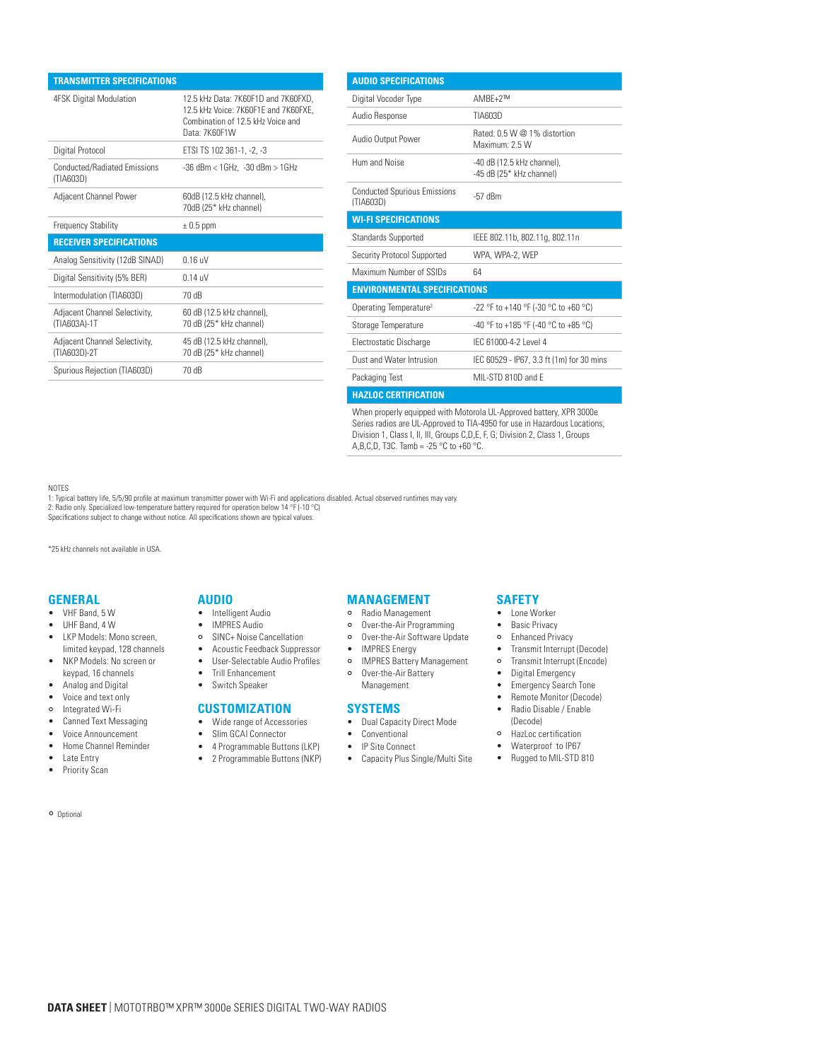| TRANSMITTER SPECIFICATIONS | |
|---|---|
| 4FSK Digital Modulation | 12.5 kHz Data: 7K60F1D and 7K60FXD, 12.5 kHz Voice: 7K60F1E and 7K60FXE, Combination of 12.5 kHz Voice and Data: 7K60F1W |
| Digital Protocol | ETSI TS 102 361-1, -2, -3 |
| Conducted/Radiated Emissions (TIA603D) | -36 dBm < 1GHz, -30 dBm > 1GHz |
| Adjacent Channel Power | 60dB (12.5 kHz channel), 70dB (25* kHz channel) |
| Frequency Stability | ± 0.5 ppm |

| RECEIVER SPECIFICATIONS | |
|---|---|
| Analog Sensitivity (12dB SINAD) | 0.16 uV |
| Digital Sensitivity (5% BER) | 0.14 uV |
| Intermodulation (TIA603D) | 70 dB |
| Adjacent Channel Selectivity, (TIA603A)-1T | 60 dB (12.5 kHz channel), 70 dB (25* kHz channel) |
| Adjacent Channel Selectivity, (TIA603D)-2T | 45 dB (12.5 kHz channel), 70 dB (25* kHz channel) |
| Spurious Rejection (TIA603D) | 70 dB |

| AUDIO SPECIFICATIONS | |
|---|---|
| Digital Vocoder Type | AMBE+2™ |
| Audio Response | TIA603D |
| Audio Output Power | Rated: 0.5 W @ 1% distortion Maximum: 2.5 W |
| Hum and Noise | -40 dB (12.5 kHz channel), -45 dB (25* kHz channel) |
| Conducted Spurious Emissions (TIA603D) | -57 dBm |

| WI-FI SPECIFICATIONS | |
|---|---|
| Standards Supported | IEEE 802.11b, 802.11g, 802.11n |
| Security Protocol Supported | WPA, WPA-2, WEP |
| Maximum Number of SSIDs | 64 |

| ENVIRONMENTAL SPECIFICATIONS | |
|---|---|
| Operating Temperature[2] | -22 °F to +140 °F (-30 °C to +60 °C) |
| Storage Temperature | -40 °F to +185 °F (-40 °C to +85 °C) |
| Electrostatic Discharge | IEC 61000-4-2 Level 4 |
| Dust and Water Intrusion | IEC 60529 - IP67, 3.3 ft (1m) for 30 mins |
| Packaging Test | MIL-STD 810D and E |

**HAZLOC CERTIFICATION**

When properly equipped with Motorola UL-Approved battery, XPR 3000e Series radios are UL-Approved to TIA-4950 for use in Hazardous Locations, Division 1, Class I, II, III, Groups C,D,E, F, G; Division 2, Class 1, Groups A,B,C,D, T3C. Tamb = -25 °C to +60 °C.

NOTES
1: Typical battery life, 5/5/90 profile at maximum transmitter power with Wi-Fi and applications disabled. Actual observed runtimes may vary.
2: Radio only. Specialized low-temperature battery required for operation below 14 °F (-10 °C)
Specifications subject to change without notice. All specifications shown are typical values.

*25 kHz channels not available in USA.

## GENERAL

- VHF Band, 5 W
- UHF Band, 4 W
- LKP Models: Mono screen, limited keypad, 128 channels
- NKP Models: No screen or keypad, 16 channels
- Analog and Digital
- Voice and text only
- ○ Integrated Wi-Fi
- Canned Text Messaging
- Voice Announcement
- Home Channel Reminder
- Late Entry
- Priority Scan

## AUDIO

- Intelligent Audio
- IMPRES Audio
- ○ SINC+ Noise Cancellation
- Acoustic Feedback Suppressor
- User-Selectable Audio Profiles
- Trill Enhancement
- Switch Speaker

## CUSTOMIZATION

- Wide range of Accessories
- Slim GCAI Connector
- 4 Programmable Buttons (LKP)
- 2 Programmable Buttons (NKP)

## MANAGEMENT

- ○ Radio Management
- ○ Over-the-Air Programming
- ○ Over-the-Air Software Update
- IMPRES Energy
- ○ IMPRES Battery Management
- ○ Over-the-Air Battery Management

## SYSTEMS

- Dual Capacity Direct Mode
- Conventional
- IP Site Connect
- Capacity Plus Single/Multi Site

## SAFETY

- Lone Worker
- Basic Privacy
- ○ Enhanced Privacy
- Transmit Interrupt (Decode)
- ○ Transmit Interrupt (Encode)
- Digital Emergency
- Emergency Search Tone
- Remote Monitor (Decode)
- Radio Disable / Enable (Decode)
- ○ HazLoc certification
- Waterproof to IP67
- Rugged to MIL-STD 810

○ Optional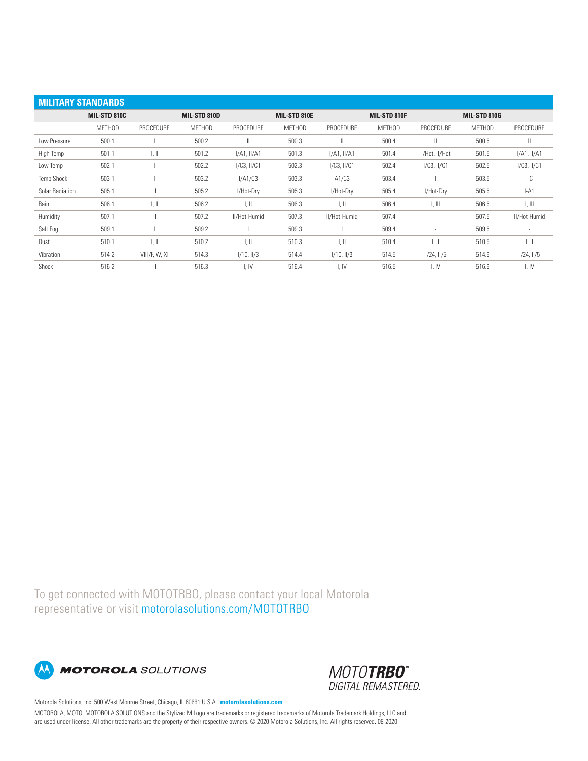## MILITARY STANDARDS

| | MIL-STD 810C | | MIL-STD 810D | | MIL-STD 810E | | MIL-STD 810F | | MIL-STD 810G | |
|---|---|---|---|---|---|---|---|---|---|---|
| | METHOD | PROCEDURE | METHOD | PROCEDURE | METHOD | PROCEDURE | METHOD | PROCEDURE | METHOD | PROCEDURE |
| Low Pressure | 500.1 | I | 500.2 | II | 500.3 | II | 500.4 | II | 500.5 | II |
| High Temp | 501.1 | I, II | 501.2 | I/A1, II/A1 | 501.3 | I/A1, II/A1 | 501.4 | I/Hot, II/Hot | 501.5 | I/A1, II/A1 |
| Low Temp | 502.1 | I | 502.2 | I/C3, II/C1 | 502.3 | I/C3, II/C1 | 502.4 | I/C3, II/C1 | 502.5 | I/C3, II/C1 |
| Temp Shock | 503.1 | I | 503.2 | I/A1/C3 | 503.3 | A1/C3 | 503.4 | I | 503.5 | I-C |
| Solar Radiation | 505.1 | II | 505.2 | I/Hot-Dry | 505.3 | I/Hot-Dry | 505.4 | I/Hot-Dry | 505.5 | I-A1 |
| Rain | 506.1 | I, II | 506.2 | I, II | 506.3 | I, II | 506.4 | I, III | 506.5 | I, III |
| Humidity | 507.1 | II | 507.2 | II/Hot-Humid | 507.3 | II/Hot-Humid | 507.4 | - | 507.5 | II/Hot-Humid |
| Salt Fog | 509.1 | I | 509.2 | I | 509.3 | I | 509.4 | - | 509.5 | - |
| Dust | 510.1 | I, II | 510.2 | I, II | 510.3 | I, II | 510.4 | I, II | 510.5 | I, II |
| Vibration | 514.2 | VIII/F, W, XI | 514.3 | I/10, II/3 | 514.4 | I/10, II/3 | 514.5 | I/24, II/5 | 514.6 | I/24, II/5 |
| Shock | 516.2 | II | 516.3 | I, IV | 516.4 | I, IV | 516.5 | I, IV | 516.6 | I, IV |

To get connected with MOTOTRBO, please contact your local Motorola representative or visit motorolasolutions.com/MOTOTRBO

**MOTOROLA** SOLUTIONS

MOTO**TRBO**™
DIGITAL REMASTERED.

Motorola Solutions, Inc. 500 West Monroe Street, Chicago, IL 60661 U.S.A. **motorolasolutions.com**

MOTOROLA, MOTO, MOTOROLA SOLUTIONS and the Stylized M Logo are trademarks or registered trademarks of Motorola Trademark Holdings, LLC and are used under license. All other trademarks are the property of their respective owners. © 2020 Motorola Solutions, Inc. All rights reserved. 08-2020